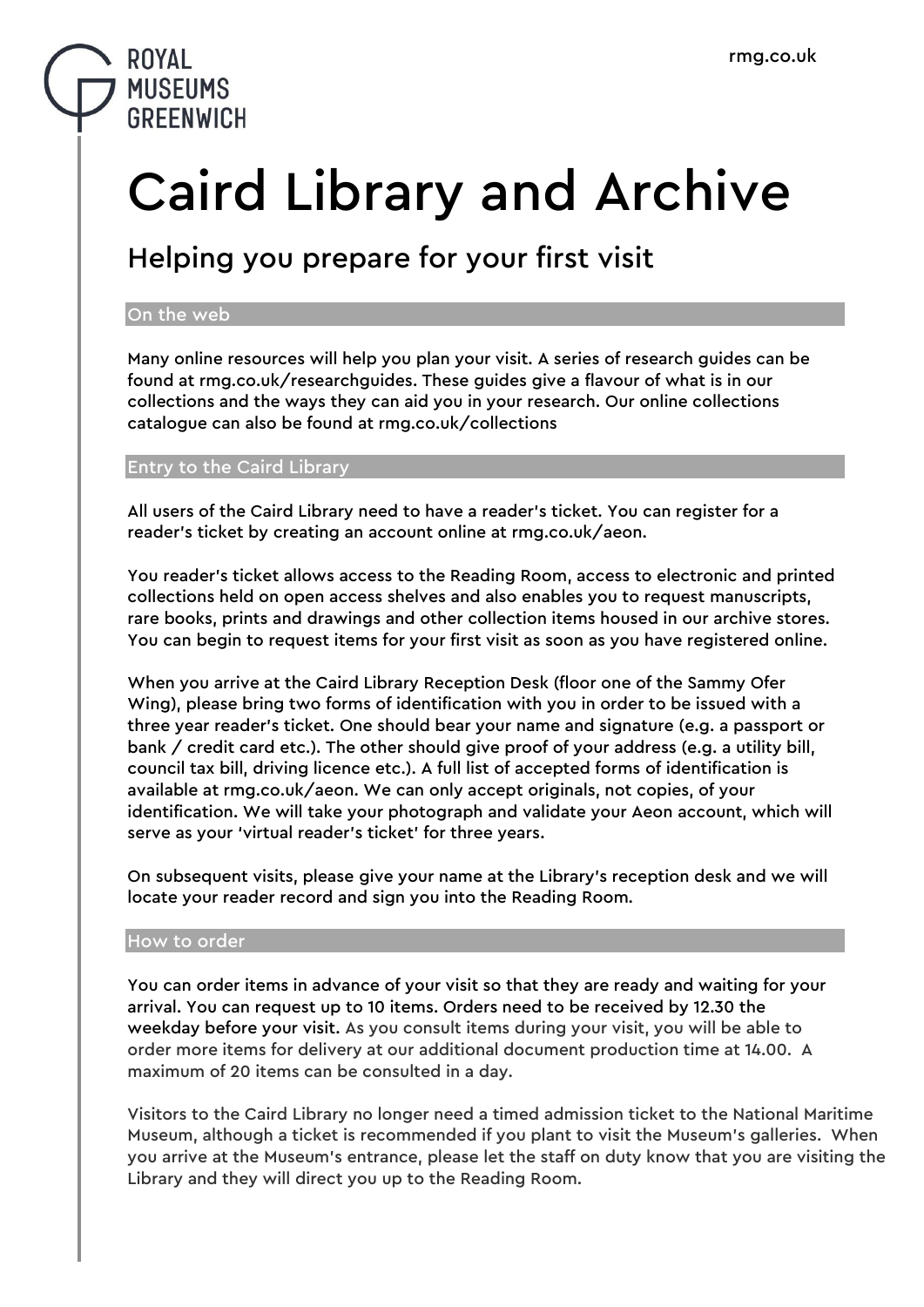ROYAL MUSEUMS GREENWICH

rmg.co.uk

# Caird Library and Archive

## Helping you prepare for your first visit

### On the web

Many online resources will help you plan your visit. A series of research guides can be found at rmg.co.uk/researchguides. These guides give a flavour of what is in our collections and the ways they can aid you in your research. Our online collections catalogue can also be found at rmg.co.uk/collections

### Entry to the Caird Library

All users of the Caird Library need to have a reader's ticket. You can register for a reader's ticket by creating an account online at rmg.co.uk/aeon.

You reader's ticket allows access to the Reading Room, access to electronic and printed collections held on open access shelves and also enables you to request manuscripts, rare books, prints and drawings and other collection items housed in our archive stores. You can begin to request items for your first visit as soon as you have registered online.

When you arrive at the Caird Library Reception Desk (floor one of the Sammy Ofer Wing), please bring two forms of identification with you in order to be issued with a three year reader's ticket. One should bear your name and signature (e.g. a passport or bank / credit card etc.). The other should give proof of your address (e.g. a utility bill, council tax bill, driving licence etc.). A full list of accepted forms of identification is available at rmg.co.uk/aeon. We can only accept originals, not copies, of your identification. We will take your photograph and validate your Aeon account, which will serve as your 'virtual reader's ticket' for three years.

On subsequent visits, please give your name at the Library's reception desk and we will locate your reader record and sign you into the Reading Room.

### How to order

You can order items in advance of your visit so that they are ready and waiting for your arrival. You can request up to 10 items. Orders need to be received by 12.30 the weekday before your visit. As you consult items during your visit, you will be able to order more items for delivery at our additional document production time at 14.00. A maximum of 20 items can be consulted in a day.

Visitors to the Caird Library no longer need a timed admission ticket to the National Maritime Museum, although a ticket is recommended if you plant to visit the Museum's galleries. When you arrive at the Museum's entrance, please let the staff on duty know that you are visiting the Library and they will direct you up to the Reading Room.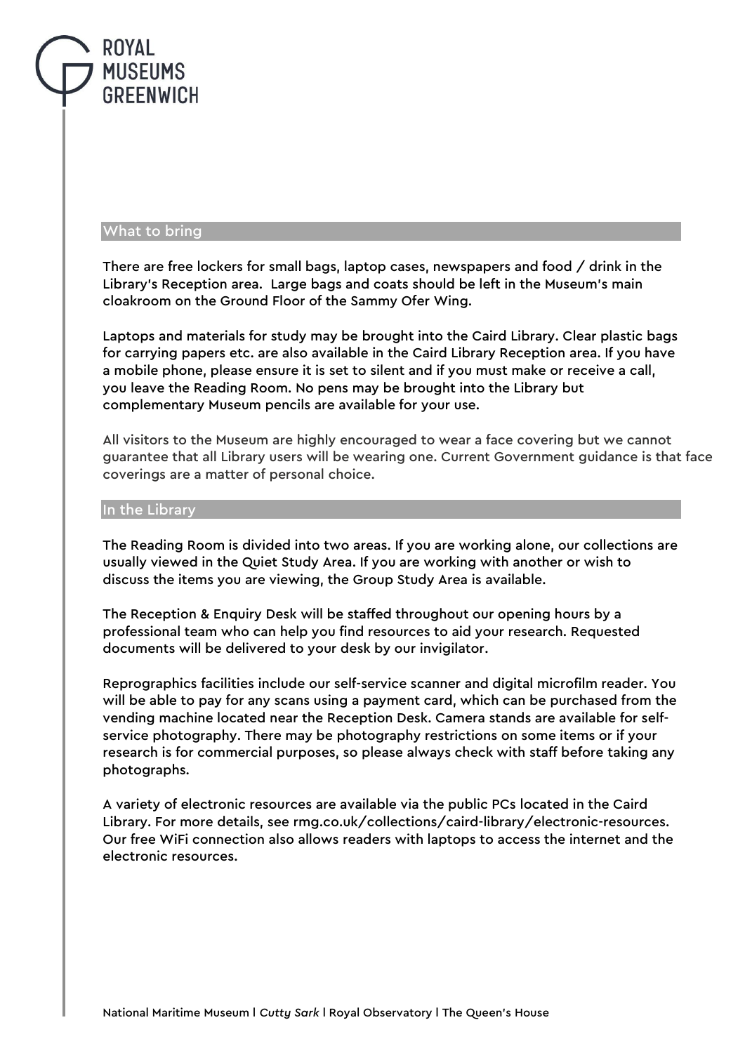## What to bring

There are free lockers for small bags, laptop cases, newspapers and food / drink in the Library's Reception area. Large bags and coats should be left in the Museum's main cloakroom on the Ground Floor of the Sammy Ofer Wing.

Laptops and materials for study may be brought into the Caird Library. Clear plastic bags for carrying papers etc. are also available in the Caird Library Reception area. If you have a mobile phone, please ensure it is set to silent and if you must make or receive a call, you leave the Reading Room. No pens may be brought into the Library but complementary Museum pencils are available for your use.

All visitors to the Museum are highly encouraged to wear a face covering but we cannot guarantee that all Library users will be wearing one. Current Government guidance is that face coverings are a matter of personal choice.

## In the Library

The Reading Room is divided into two areas. If you are working alone, our collections are usually viewed in the Quiet Study Area. If you are working with another or wish to discuss the items you are viewing, the Group Study Area is available.

The Reception & Enquiry Desk will be staffed throughout our opening hours by a professional team who can help you find resources to aid your research. Requested documents will be delivered to your desk by our invigilator.

Reprographics facilities include our self-service scanner and digital microfilm reader. You will be able to pay for any scans using a payment card, which can be purchased from the vending machine located near the Reception Desk. Camera stands are available for self-service photography. There may be photography restrictions on some items or if your research is for commercial purposes, so please always check with staff before taking any photographs.

A variety of electronic resources are available via the public PCs located in the Caird Library. For more details, see rmg.co.uk/collections/caird-library/electronic-resources. Our free WiFi connection also allows readers with laptops to access the internet and the electronic resources.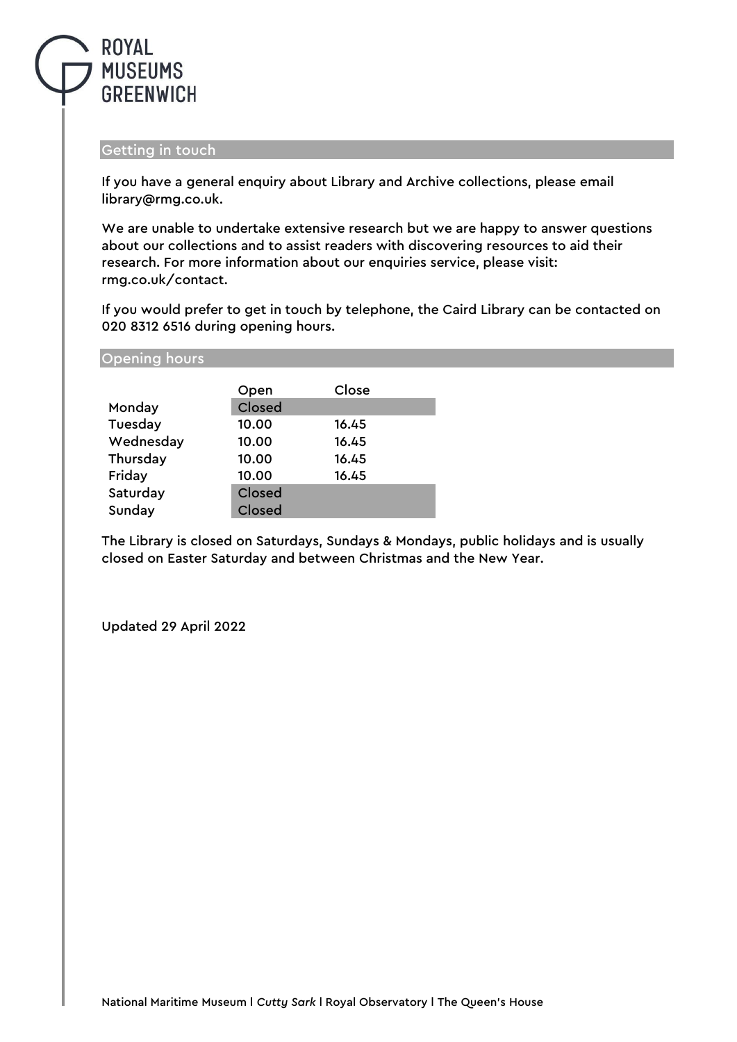## Getting in touch

If you have a general enquiry about Library and Archive collections, please email library@rmg.co.uk.

We are unable to undertake extensive research but we are happy to answer questions about our collections and to assist readers with discovering resources to aid their research. For more information about our enquiries service, please visit: rmg.co.uk/contact.

If you would prefer to get in touch by telephone, the Caird Library can be contacted on 020 8312 6516 during opening hours.

## Opening hours

| | Open | Close |
|---|---|---|
| Monday | Closed | |
| Tuesday | 10.00 | 16.45 |
| Wednesday | 10.00 | 16.45 |
| Thursday | 10.00 | 16.45 |
| Friday | 10.00 | 16.45 |
| Saturday | Closed | |
| Sunday | Closed | |

The Library is closed on Saturdays, Sundays & Mondays, public holidays and is usually closed on Easter Saturday and between Christmas and the New Year.

Updated 29 April 2022